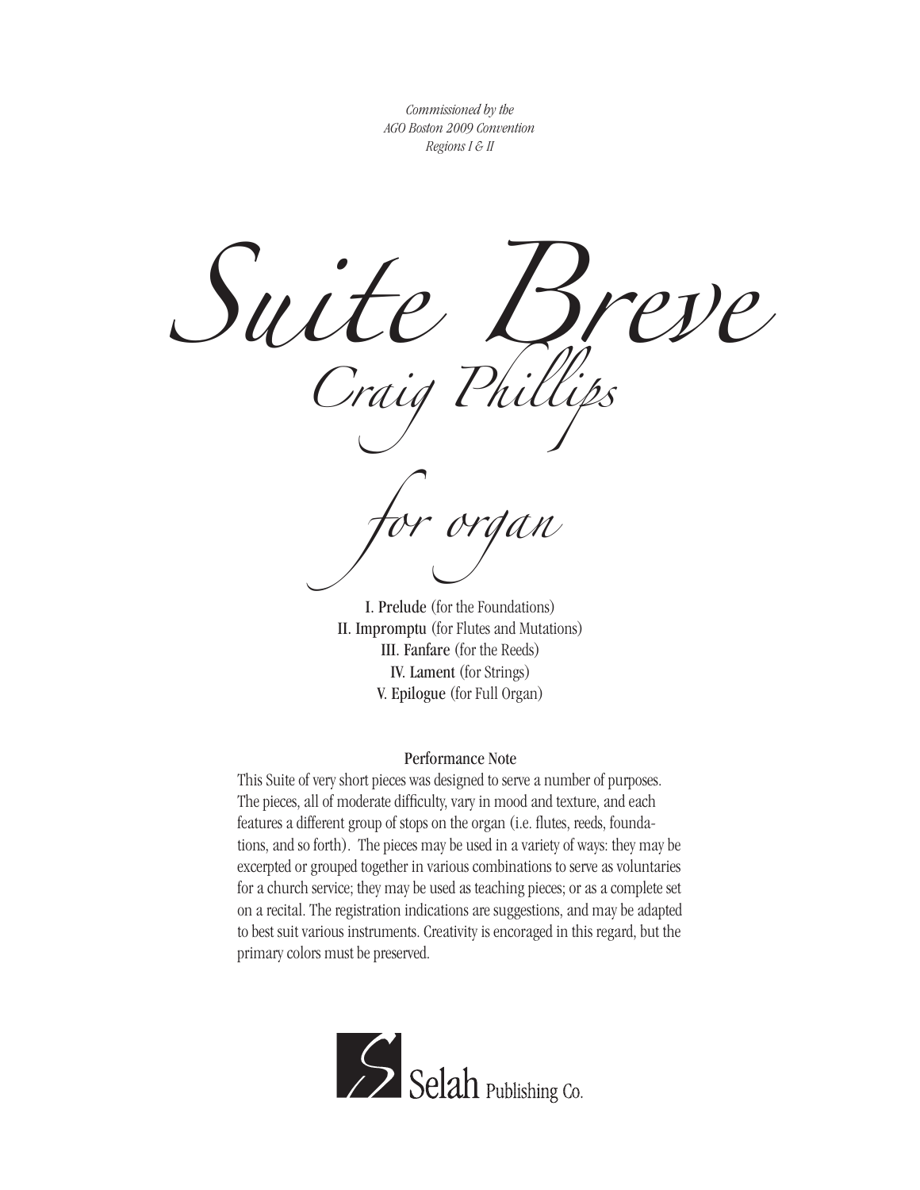*Commissioned by the*
*AGO Boston 2009 Convention*
*Regions I & II*

# *Suite Breve*

## *Craig Phillips*

### *for organ*

I. Prelude (for the Foundations)
II. Impromptu (for Flutes and Mutations)
III. Fanfare (for the Reeds)
IV. Lament (for Strings)
V. Epilogue (for Full Organ)

Performance Note

This Suite of very short pieces was designed to serve a number of purposes. The pieces, all of moderate difficulty, vary in mood and texture, and each features a different group of stops on the organ (i.e. flutes, reeds, foundations, and so forth). The pieces may be used in a variety of ways: they may be excerpted or grouped together in various combinations to serve as voluntaries for a church service; they may be used as teaching pieces; or as a complete set on a recital. The registration indications are suggestions, and may be adapted to best suit various instruments. Creativity is encoraged in this regard, but the primary colors must be preserved.

Selah Publishing Co.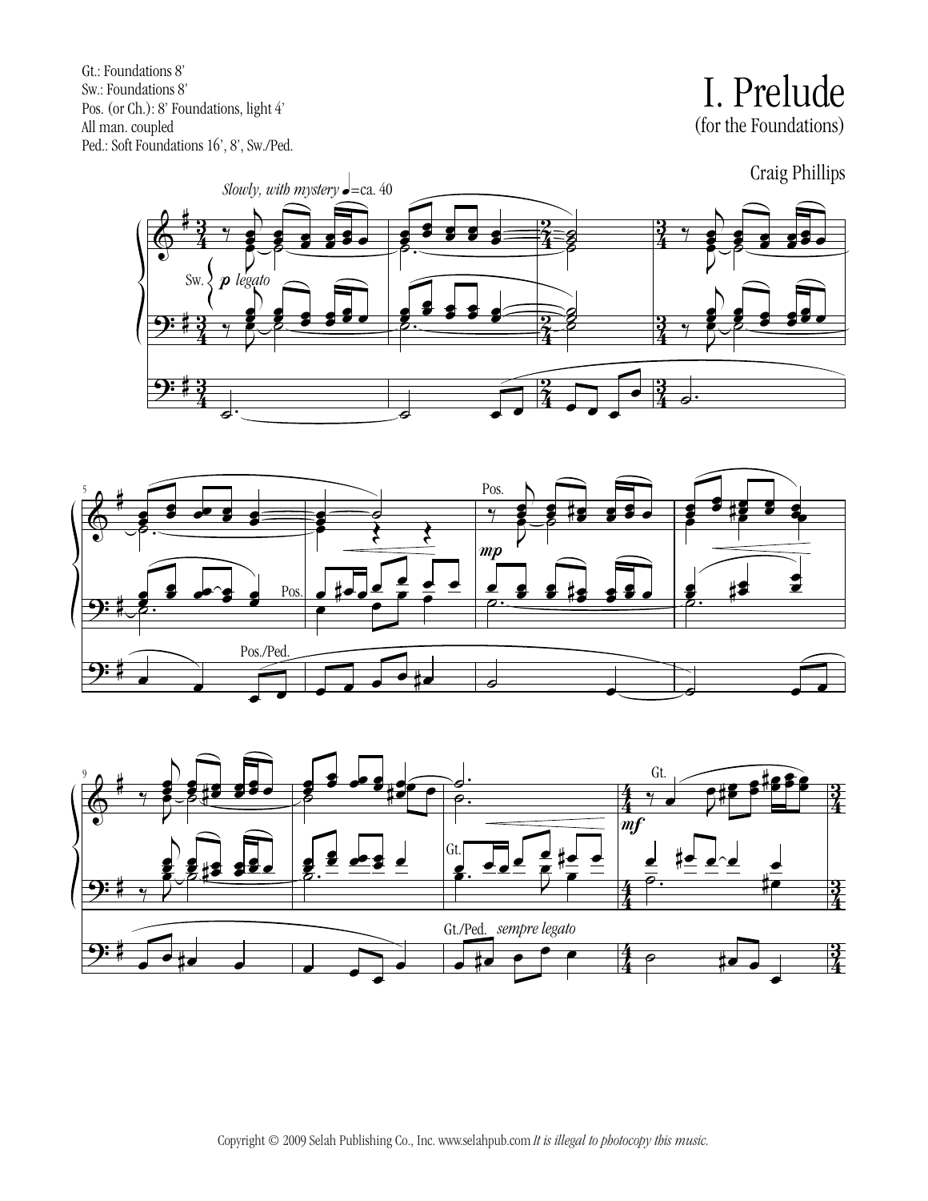Gt.: Foundations 8'
Sw.: Foundations 8'
Pos. (or Ch.): 8' Foundations, light 4'
All man. coupled
Ped.: Soft Foundations 16', 8', Sw./Ped.

# I. Prelude

(for the Foundations)

Craig Phillips

Copyright © 2009 Selah Publishing Co., Inc. www.selahpub.com *It is illegal to photocopy this music.*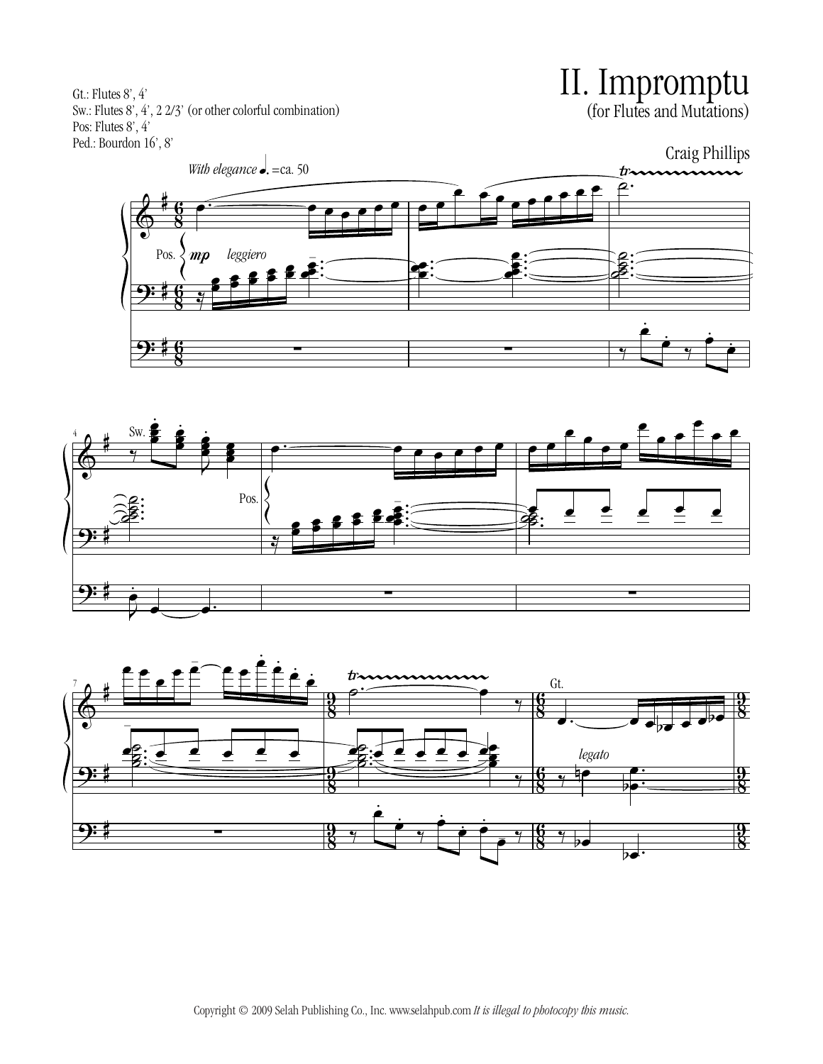Gt.: Flutes 8', 4'
Sw.: Flutes 8', 4', 2 2/3' (or other colorful combination)
Pos: Flutes 8', 4'
Ped.: Bourdon 16', 8'

# II. Impromptu

(for Flutes and Mutations)

Craig Phillips

Copyright © 2009 Selah Publishing Co., Inc. www.selahpub.com *It is illegal to photocopy this music.*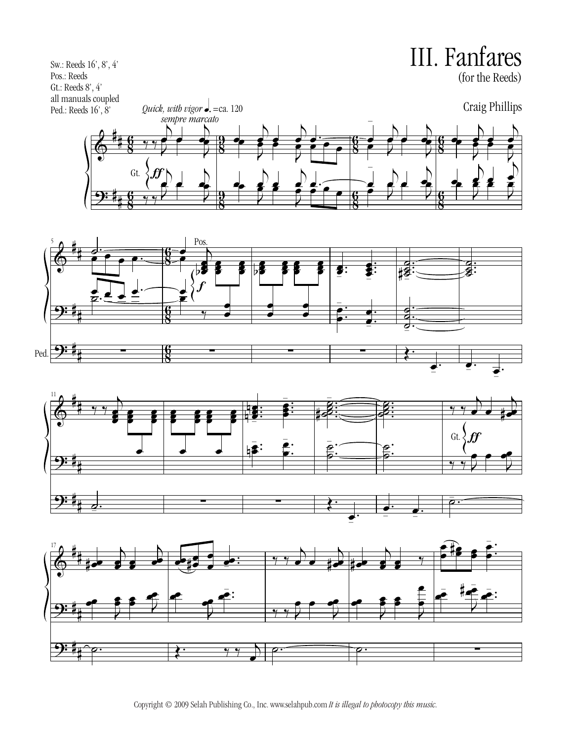# III. Fanfares

(for the Reeds)

Craig Phillips

Sw.: Reeds 16', 8', 4'
Pos.: Reeds
Gt.: Reeds 8', 4'
all manuals coupled
Ped.: Reeds 16', 8'

*Quick, with vigor* ♩. = ca. 120
*sempre marcato*

Copyright © 2009 Selah Publishing Co., Inc. www.selahpub.com *It is illegal to photocopy this music.*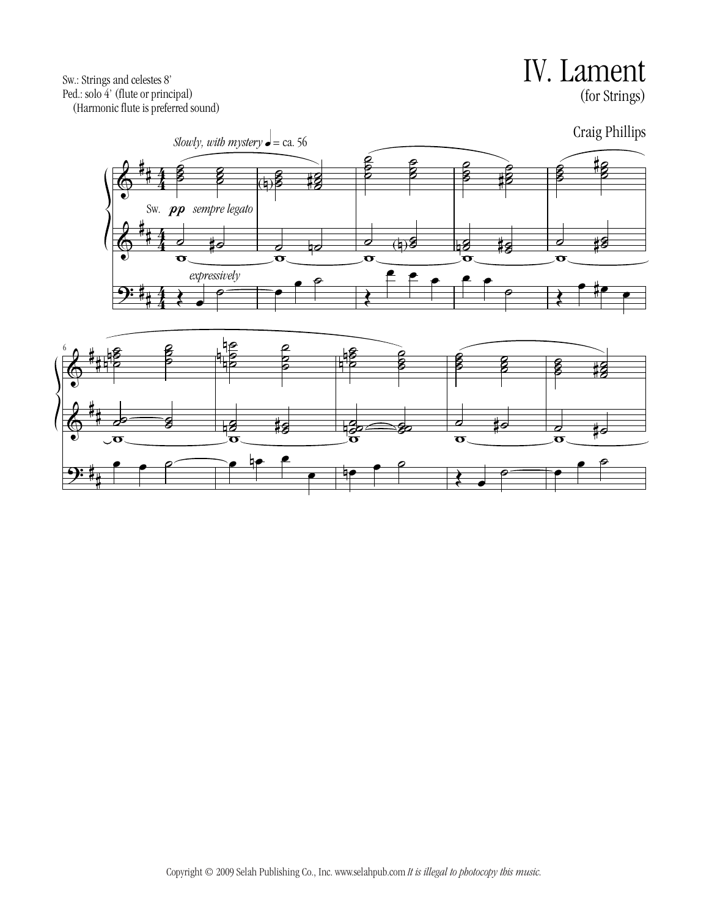Sw.: Strings and celestes 8'
Ped.: solo 4' (flute or principal)
(Harmonic flute is preferred sound)

# IV. Lament

(for Strings)

Craig Phillips

*Slowly, with mystery* ♩ = ca. 56

Sw. *pp* *sempre legato*

*expressively*

Copyright © 2009 Selah Publishing Co., Inc. www.selahpub.com *It is illegal to photocopy this music.*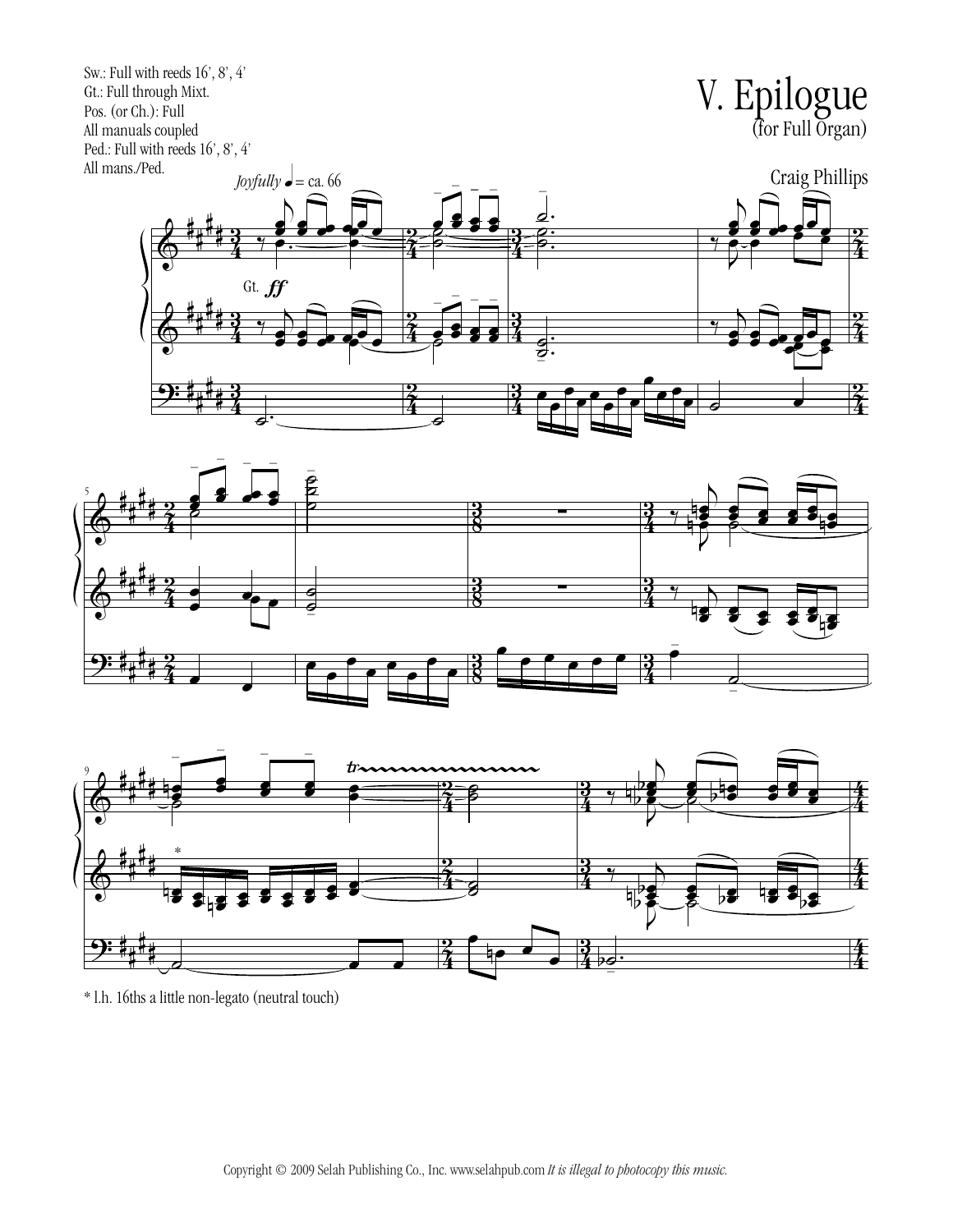Sw.: Full with reeds 16', 8', 4'
Gt.: Full through Mixt.
Pos. (or Ch.): Full
All manuals coupled
Ped.: Full with reeds 16', 8', 4'
All mans./Ped.

# V. Epilogue

(for Full Organ)

Craig Phillips

*Joyfully* ♩ = ca. 66

Gt. *ff*

\* l.h. 16ths a little non-legato (neutral touch)

Copyright © 2009 Selah Publishing Co., Inc. www.selahpub.com *It is illegal to photocopy this music.*